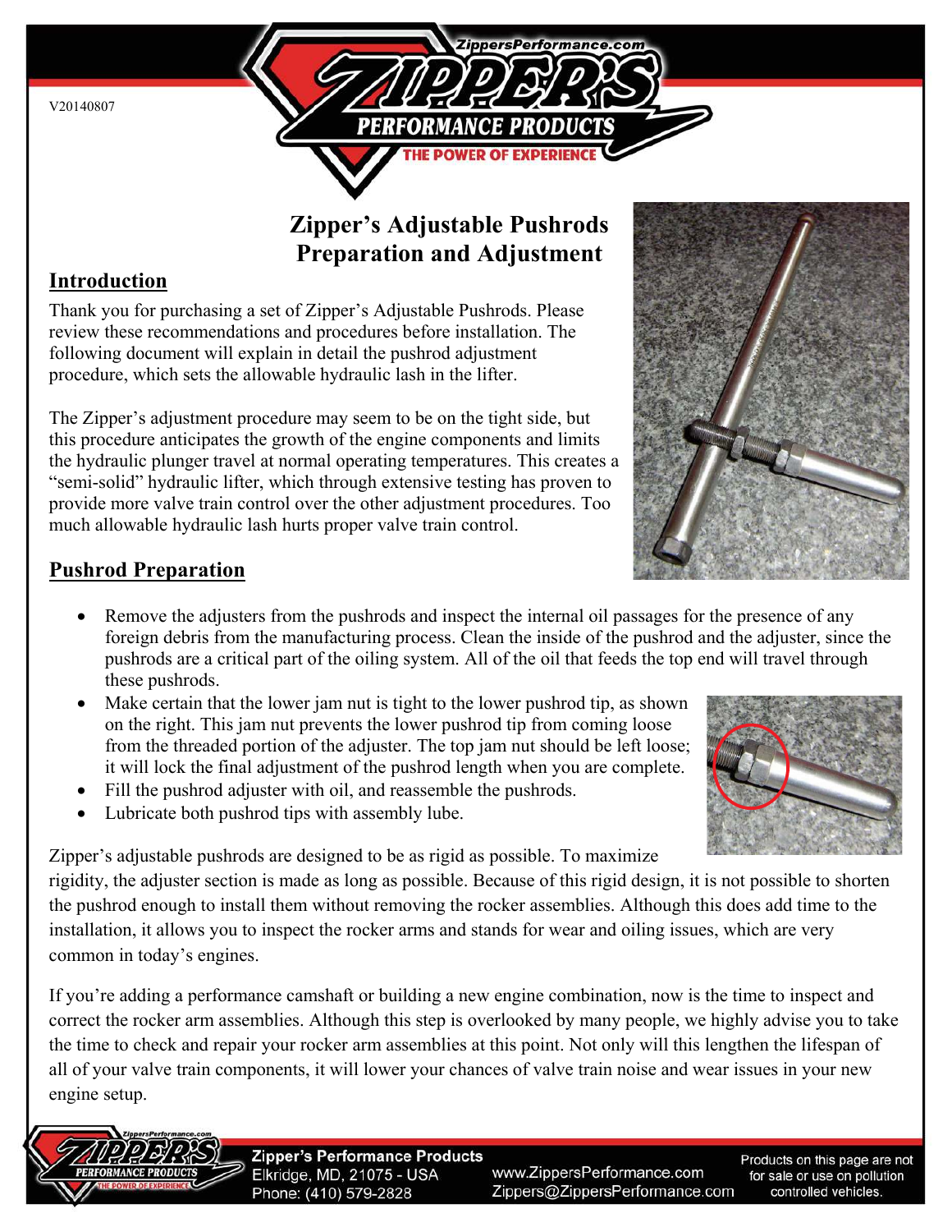V20140807

# Zipper's Adjustable Pushrods Preparation and Adjustment

## Introduction

Thank you for purchasing a set of Zipper's Adjustable Pushrods. Please review these recommendations and procedures before installation. The following document will explain in detail the pushrod adjustment procedure, which sets the allowable hydraulic lash in the lifter.

The Zipper's adjustment procedure may seem to be on the tight side, but this procedure anticipates the growth of the engine components and limits the hydraulic plunger travel at normal operating temperatures. This creates a "semi-solid" hydraulic lifter, which through extensive testing has proven to provide more valve train control over the other adjustment procedures. Too much allowable hydraulic lash hurts proper valve train control.

## Pushrod Preparation

- Remove the adjusters from the pushrods and inspect the internal oil passages for the presence of any foreign debris from the manufacturing process. Clean the inside of the pushrod and the adjuster, since the pushrods are a critical part of the oiling system. All of the oil that feeds the top end will travel through these pushrods.
- Make certain that the lower jam nut is tight to the lower pushrod tip, as shown on the right. This jam nut prevents the lower pushrod tip from coming loose from the threaded portion of the adjuster. The top jam nut should be left loose; it will lock the final adjustment of the pushrod length when you are complete.
- Fill the pushrod adjuster with oil, and reassemble the pushrods.
- Lubricate both pushrod tips with assembly lube.

Zipper's adjustable pushrods are designed to be as rigid as possible. To maximize rigidity, the adjuster section is made as long as possible. Because of this rigid design, it is not possible to shorten the pushrod enough to install them without removing the rocker assemblies. Although this does add time to the installation, it allows you to inspect the rocker arms and stands for wear and oiling issues, which are very common in today's engines.

If you're adding a performance camshaft or building a new engine combination, now is the time to inspect and correct the rocker arm assemblies. Although this step is overlooked by many people, we highly advise you to take the time to check and repair your rocker arm assemblies at this point. Not only will this lengthen the lifespan of all of your valve train components, it will lower your chances of valve train noise and wear issues in your new engine setup.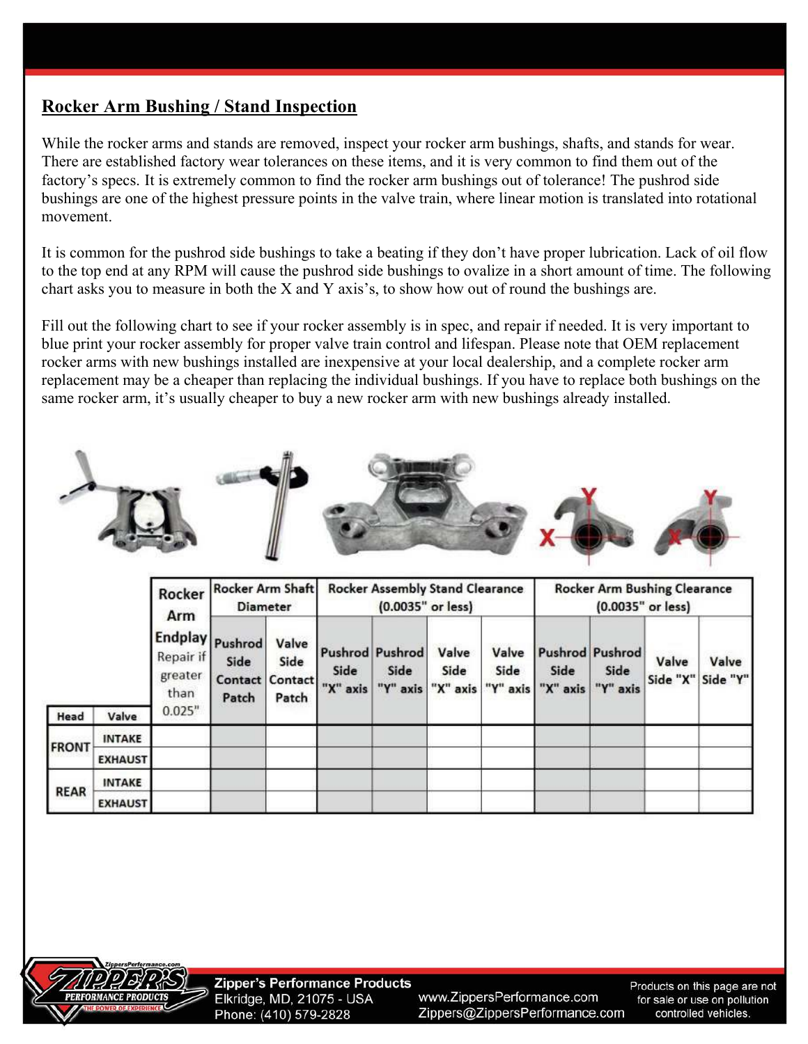## Rocker Arm Bushing / Stand Inspection

While the rocker arms and stands are removed, inspect your rocker arm bushings, shafts, and stands for wear. There are established factory wear tolerances on these items, and it is very common to find them out of the factory's specs. It is extremely common to find the rocker arm bushings out of tolerance! The pushrod side bushings are one of the highest pressure points in the valve train, where linear motion is translated into rotational movement.

It is common for the pushrod side bushings to take a beating if they don't have proper lubrication. Lack of oil flow to the top end at any RPM will cause the pushrod side bushings to ovalize in a short amount of time. The following chart asks you to measure in both the X and Y axis's, to show how out of round the bushings are.

Fill out the following chart to see if your rocker assembly is in spec, and repair if needed. It is very important to blue print your rocker assembly for proper valve train control and lifespan. Please note that OEM replacement rocker arms with new bushings installed are inexpensive at your local dealership, and a complete rocker arm replacement may be a cheaper than replacing the individual bushings. If you have to replace both bushings on the same rocker arm, it's usually cheaper to buy a new rocker arm with new bushings already installed.

| | | Rocker Arm Endplay Repair if greater than 0.025" | Rocker Arm Shaft Diameter | | Rocker Assembly Stand Clearance (0.0035" or less) | | | | Rocker Arm Bushing Clearance (0.0035" or less) | | | |
|---|---|---|---|---|---|---|---|---|---|---|---|---|
| Head | Valve | | Pushrod Side Contact Patch | Valve Side Contact Patch | Pushrod Side "X" axis | Pushrod Side "Y" axis | Valve Side "X" axis | Valve Side "Y" axis | Pushrod Side "X" axis | Pushrod Side "Y" axis | Valve Side "X" | Valve Side "Y" |
| FRONT | INTAKE | | | | | | | | | | | |
| | EXHAUST | | | | | | | | | | | |
| REAR | INTAKE | | | | | | | | | | | |
| | EXHAUST | | | | | | | | | | | |

Zipper's Performance Products
Elkridge, MD, 21075 - USA
Phone: (410) 579-2828

www.ZippersPerformance.com
Zippers@ZippersPerformance.com

Products on this page are not for sale or use on pollution controlled vehicles.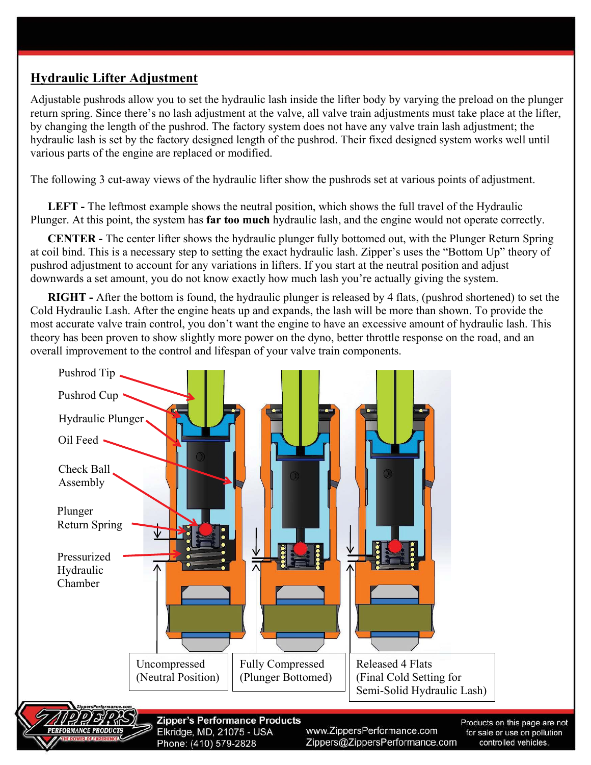## Hydraulic Lifter Adjustment

Adjustable pushrods allow you to set the hydraulic lash inside the lifter body by varying the preload on the plunger return spring. Since there's no lash adjustment at the valve, all valve train adjustments must take place at the lifter, by changing the length of the pushrod. The factory system does not have any valve train lash adjustment; the hydraulic lash is set by the factory designed length of the pushrod. Their fixed designed system works well until various parts of the engine are replaced or modified.

The following 3 cut-away views of the hydraulic lifter show the pushrods set at various points of adjustment.

**LEFT -** The leftmost example shows the neutral position, which shows the full travel of the Hydraulic Plunger. At this point, the system has **far too much** hydraulic lash, and the engine would not operate correctly.

**CENTER -** The center lifter shows the hydraulic plunger fully bottomed out, with the Plunger Return Spring at coil bind. This is a necessary step to setting the exact hydraulic lash. Zipper's uses the "Bottom Up" theory of pushrod adjustment to account for any variations in lifters. If you start at the neutral position and adjust downwards a set amount, you do not know exactly how much lash you're actually giving the system.

**RIGHT -** After the bottom is found, the hydraulic plunger is released by 4 flats, (pushrod shortened) to set the Cold Hydraulic Lash. After the engine heats up and expands, the lash will be more than shown. To provide the most accurate valve train control, you don't want the engine to have an excessive amount of hydraulic lash. This theory has been proven to show slightly more power on the dyno, better throttle response on the road, and an overall improvement to the control and lifespan of your valve train components.

Pushrod Tip

Pushrod Cup

Hydraulic Plunger

Oil Feed

Check Ball Assembly

Plunger Return Spring

Pressurized Hydraulic Chamber

Uncompressed (Neutral Position)

Fully Compressed (Plunger Bottomed)

Released 4 Flats (Final Cold Setting for Semi-Solid Hydraulic Lash)

Zipper's Performance Products
Elkridge, MD, 21075 - USA
Phone: (410) 579-2828

www.ZippersPerformance.com
Zippers@ZippersPerformance.com

Products on this page are not for sale or use on pollution controlled vehicles.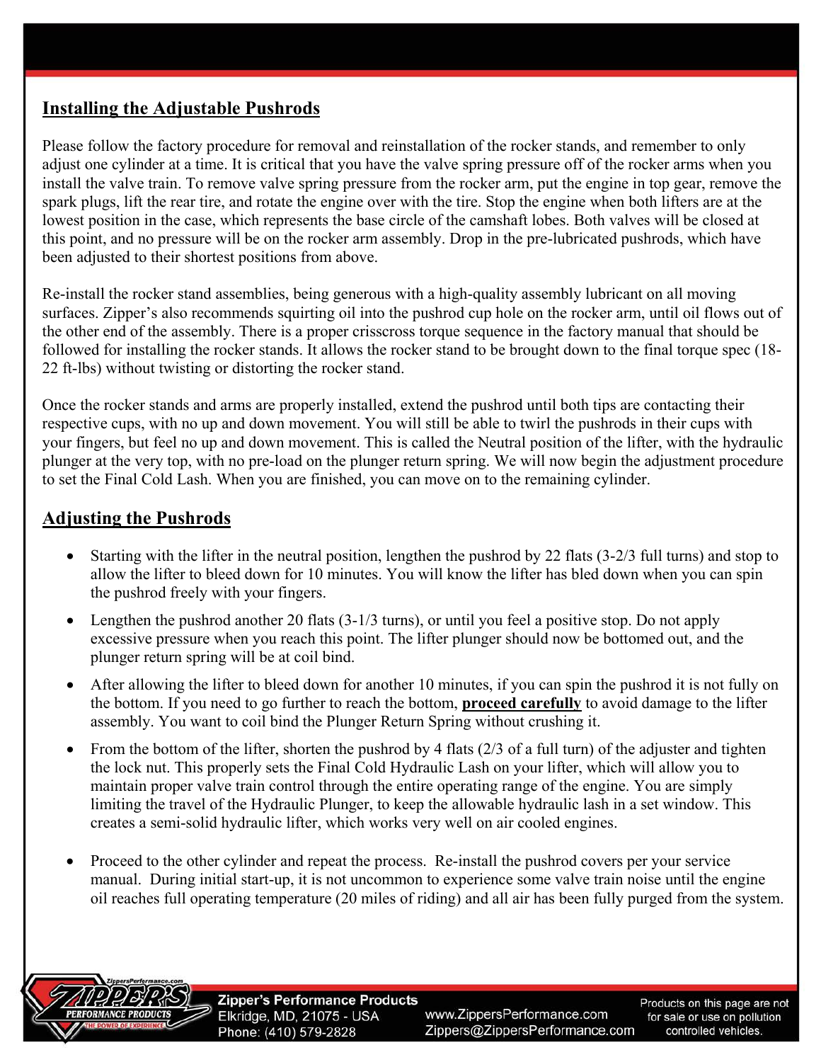## Installing the Adjustable Pushrods

Please follow the factory procedure for removal and reinstallation of the rocker stands, and remember to only adjust one cylinder at a time. It is critical that you have the valve spring pressure off of the rocker arms when you install the valve train. To remove valve spring pressure from the rocker arm, put the engine in top gear, remove the spark plugs, lift the rear tire, and rotate the engine over with the tire. Stop the engine when both lifters are at the lowest position in the case, which represents the base circle of the camshaft lobes. Both valves will be closed at this point, and no pressure will be on the rocker arm assembly. Drop in the pre-lubricated pushrods, which have been adjusted to their shortest positions from above.

Re-install the rocker stand assemblies, being generous with a high-quality assembly lubricant on all moving surfaces. Zipper's also recommends squirting oil into the pushrod cup hole on the rocker arm, until oil flows out of the other end of the assembly. There is a proper crisscross torque sequence in the factory manual that should be followed for installing the rocker stands. It allows the rocker stand to be brought down to the final torque spec (18-22 ft-lbs) without twisting or distorting the rocker stand.

Once the rocker stands and arms are properly installed, extend the pushrod until both tips are contacting their respective cups, with no up and down movement. You will still be able to twirl the pushrods in their cups with your fingers, but feel no up and down movement. This is called the Neutral position of the lifter, with the hydraulic plunger at the very top, with no pre-load on the plunger return spring. We will now begin the adjustment procedure to set the Final Cold Lash. When you are finished, you can move on to the remaining cylinder.

## Adjusting the Pushrods

- Starting with the lifter in the neutral position, lengthen the pushrod by 22 flats (3-2/3 full turns) and stop to allow the lifter to bleed down for 10 minutes. You will know the lifter has bled down when you can spin the pushrod freely with your fingers.
- Lengthen the pushrod another 20 flats (3-1/3 turns), or until you feel a positive stop. Do not apply excessive pressure when you reach this point. The lifter plunger should now be bottomed out, and the plunger return spring will be at coil bind.
- After allowing the lifter to bleed down for another 10 minutes, if you can spin the pushrod it is not fully on the bottom. If you need to go further to reach the bottom, **proceed carefully** to avoid damage to the lifter assembly. You want to coil bind the Plunger Return Spring without crushing it.
- From the bottom of the lifter, shorten the pushrod by 4 flats (2/3 of a full turn) of the adjuster and tighten the lock nut. This properly sets the Final Cold Hydraulic Lash on your lifter, which will allow you to maintain proper valve train control through the entire operating range of the engine. You are simply limiting the travel of the Hydraulic Plunger, to keep the allowable hydraulic lash in a set window. This creates a semi-solid hydraulic lifter, which works very well on air cooled engines.
- Proceed to the other cylinder and repeat the process. Re-install the pushrod covers per your service manual. During initial start-up, it is not uncommon to experience some valve train noise until the engine oil reaches full operating temperature (20 miles of riding) and all air has been fully purged from the system.